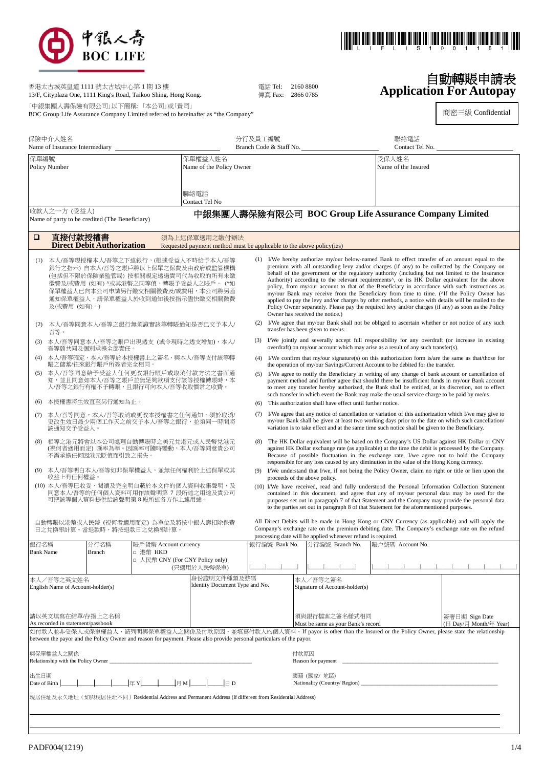中銀人壽 BOC LIFE

香港太古城英皇道 1111 號太古城中心第 1 期 13 樓
13/F, Cityplaza One, 1111 King's Road, Taikoo Shing, Hong Kong.

電話 Tel: 2160 8800
傳真 Fax: 2866 0785

「中銀集團人壽保險有限公司」以下簡稱:「本公司」或「貴司」
BOC Group Life Assurance Company Limited referred to hereinafter as "the Company"

# 自動轉賬申請表 Application For Autopay

商密三級 Confidential

保險中介人姓名 Name of Insurance Intermediary ______ 分行及員工編號 Branch Code & Staff No. ______ 聯絡電話 Contact Tel No. ______

| 保單編號 Policy Number | 保單權益人姓名 Name of the Policy Owner | 受保人姓名 Name of the Insured |
|---|---|---|
| | 聯絡電話 Contact Tel No | |

收款人之一方 (受益人) Name of party to be credited (The Beneficiary): **中銀集團人壽保險有限公司 BOC Group Life Assurance Company Limited**

## ☐ 直接付款授權書 Direct Debit Authorization

須為上述保單適用之繳付辦法
Requested payment method must be applicable to the above policy(ies)

(1) 本人/吾等現授權本人/吾等之下述銀行，(根據受益人不時給予本人/吾等銀行之指示) 自本人/吾等之賬戶將以上保單之保費及由政府或監管機構(包括但不限於保險業監管局) 按相關規定透過貴司代為收取的所有未繳徵費及/或費用 (如有) ^或其港幣之同等值，轉賬予受益人之賬戶。 (^如保單權益人已向本公司申請另行繳交相關徵費及/或費用，本公司將另函通知保單權益人，請保單權益人於收到通知後按指示儘快繳交相關徵費及/或費用 (如有)。)

(2) 本人/吾等同意本人/吾等之銀行無須證實該等轉賬通知是否已交予本人/吾等。

(3) 本人/吾等同意本人/吾等之賬戶出現透支 (或令現時之透支增加)，本人/吾等願共同及個別承擔全部責任。

(4) 本人/吾等確定，本人/吾等於本授權書上之簽名，與本人/吾等支付該等轉賬之儲蓄/往來銀行賬戶所簽者完全相同。

(5) 本人/吾等同意給予受益人任何更改銀行賬戶或取消付款方法之書面通知，並且同意如本人/吾等之賬戶並無足夠款項支付該等授權轉賬時，本人/吾等之銀行有權不予轉賬，且銀行可向本人/吾等收取慣常之收費。

(6) 本授權書將生效直至另行通知為止。

(7) 本人/吾等同意，本人/吾等取消或更改本授權書之任何通知，須於取消/更改生效日最少兩個工作天之前交予本人/吾等之銀行，並須同一時間將該通知交予受益人。

(8) 相等之港元將會以本公司處理自動轉賬時之美元兌港元或人民幣兌港元 (視何者適用而定) 匯率為準。因匯率可隨時變動，本人/吾等同意貴公司不需承擔任何因港元貶值而引致之損失。

(9) 本人/吾等明白本人/吾等如非保單權益人，並無任何權利於上述保單或其收益上有任何權益。

(10) 本人/吾等已收妥、閱讀及完全明白載於本文件的個人資料收集聲明，及同意本人/吾等的任何個人資料可用作該聲明第 7 段所述之用途及貴公司可把該等個人資料提供給該聲明第 8 段所述各方作上述用途。

自動轉賬以港幣或人民幣 (視何者適用而定) 為單位及將按中銀人壽扣除保費日之兌換率計算。當退款時，將按退款日之兌換率計算。

(1) I/We hereby authorize my/our below-named Bank to effect transfer of an amount equal to the premium with all outstanding levy and/or charges (if any) to be collected by the Company on behalf of the government or the regulatory authority (including but not limited to the Insurance Authority) according to the relevant requirements^, or its HK Dollar equivalent for the above policy, from my/our account to that of the Beneficiary in accordance with such instructions as my/our Bank may receive from the Beneficiary from time to time. (^If the Policy Owner has applied to pay the levy and/or charges by other methods, a notice with details will be mailed to the Policy Owner separately. Please pay the required levy and/or charges (if any) as soon as the Policy Owner has received the notice.)

(2) I/We agree that my/our Bank shall not be obliged to ascertain whether or not notice of any such transfer has been given to me/us.

(3) I/We jointly and severally accept full responsibility for any overdraft (or increase in existing overdraft) on my/our account which may arise as a result of any such transfer(s).

(4) I/We confirm that my/our signature(s) on this authorization form is/are the same as that/those for the operation of my/our Savings/Current Account to be debited for the transfer.

(5) I/We agree to notify the Beneficiary in writing of any change of bank account or cancellation of payment method and further agree that should there be insufficient funds in my/our Bank account to meet any transfer hereby authorized, the Bank shall be entitled, at its discretion, not to effect such transfer in which event the Bank may make the usual service charge to be paid by me/us.

(6) This authorization shall have effect until further notice.

(7) I/We agree that any notice of cancellation or variation of this authorization which I/we may give to my/our Bank shall be given at least two working days prior to the date on which such cancellation/variation is to take effect and at the same time such notice shall be given to the Beneficiary.

(8) The HK Dollar equivalent will be based on the Company's US Dollar against HK Dollar or CNY against HK Dollar exchange rate (as applicable) at the time the debit is processed by the Company. Because of possible fluctuation in the exchange rate, I/we agree not to hold the Company responsible for any loss caused by any diminution in the value of the Hong Kong currency.

(9) I/We understand that I/we, if not being the Policy Owner, claim no right or title or lien upon the proceeds of the above policy.

(10) I/We have received, read and fully understood the Personal Information Collection Statement contained in this document, and agree that any of my/our personal data may be used for the purposes set out in paragraph 7 of that Statement and the Company may provide the personal data to the parties set out in paragraph 8 of that Statement for the aforementioned purposes.

All Direct Debits will be made in Hong Kong or CNY Currency (as applicable) and will apply the Company's exchange rate on the premium debiting date. The Company's exchange rate on the refund processing date will be applied whenever refund is required.

| 銀行名稱 Bank Name | 分行名稱 Branch | 賬戶貨幣 Account currency | 銀行編號 Bank No. | 分行編號 Branch No. | 賬戶號碼 Account No. |
|---|---|---|---|---|---|
| | | □ 港幣 HKD<br>□ 人民幣 CNY (For CNY Policy only) (只適用於人民幣保單) | | | |

| 本人／吾等之英文姓名 English Name of Account-holder(s) | 身份證明文件種類及號碼 Identity Document Type and No. | 本人／吾等之簽名 Signature of Account-holder(s) | |
|---|---|---|---|
| 請以英文填寫在結單/存摺上之名稱 As recorded in statement/passbook | | 須與銀行檔案之簽名樣式相同 Must be same as your Bank's record | 簽署日期 Sign Date (日 Day/月 Month/年 Year) |

如付款人並非受保人或保單權益人，請列明與保單權益人之關係及付款原因，並填寫付款人的個人資料。If payor is other than the Insured or the Policy Owner, please state the relationship between the payor and the Policy Owner and reason for payment. Please also provide personal particulars of the payor.

與保單權益人之關係 Relationship with the Policy Owner ______ 付款原因 Reason for payment ______

出生日期 Date of Birth |__|__|__|__| 年 Y |__|__| 月 M |__|__| 日 D  國籍 (國家/ 地區) Nationality (Country/ Region) ______

現居住址及永久地址（如與現居住址不同）Residential Address and Permanent Address (if different from Residential Address)

______

______

PADF004(1219)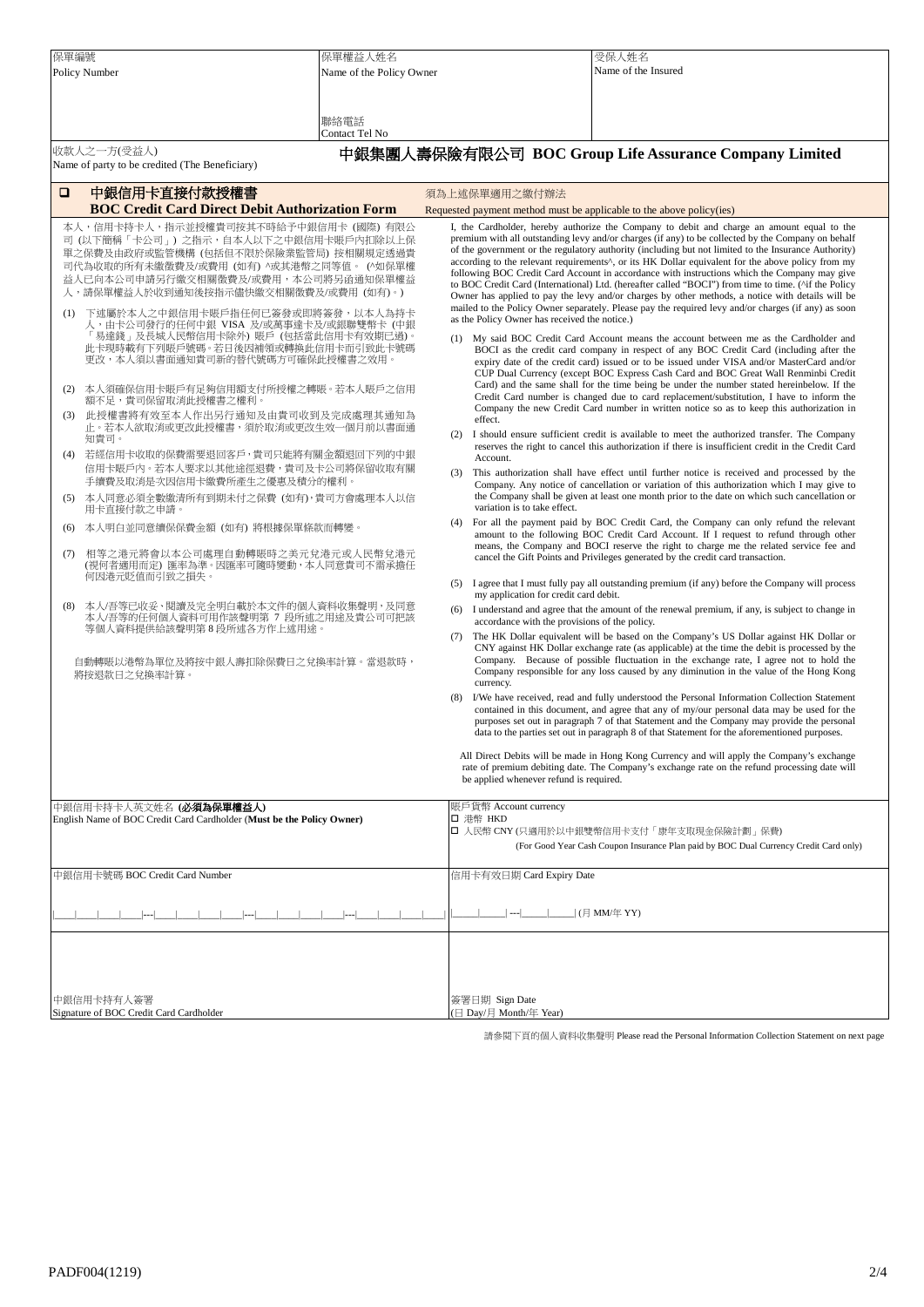| 保單編號<br>Policy Number | 保單權益人姓名<br>Name of the Policy Owner<br><br>聯絡電話<br>Contact Tel No | 受保人姓名<br>Name of the Insured |
|---|---|---|

收款人之一方(受益人)
Name of party to be credited (The Beneficiary)

**中銀集團人壽保險有限公司 BOC Group Life Assurance Company Limited**

## ❑ 中銀信用卡直接付款授權書 BOC Credit Card Direct Debit Authorization Form

須為上述保單適用之繳付辦法
Requested payment method must be applicable to the above policy(ies)

本人，信用卡持卡人，指示並授權貴司按其不時給予中銀信用卡 (國際) 有限公司 (以下簡稱「卡公司」) 之指示，自本人以下之中銀信用卡賬戶內扣除以上保單之保費及由政府或監管機構 (包括但不限於保險業監管局) 按相關規定透過貴司代為收取的所有未繳徵費及/或費用 (如有) ^或其港幣之同等值。 (^如保單權益人已向本公司申請另行繳交相關徵費及/或費用，本公司將另函通知保單權益人，請保單權益人於收到通知後按指示儘快繳交相關徵費及/或費用 (如有)。)

(1) 下述屬於本人之中銀信用卡賬戶指任何已簽發或即將簽發，以本人為持卡人，由卡公司發行的任何中銀 VISA 及/或萬事達卡及/或銀聯雙幣卡 (中銀「易達錢」及長城人民幣信用卡除外) 賬戶 (包括當此信用卡有效期已過)。此卡現時載有下列賬戶號碼。若日後因補領或轉換此信用卡而引致此卡號碼更改，本人須以書面通知貴司新的替代號碼方可確保此授權書之效用。

(2) 本人須確保信用卡賬戶有足夠信用額支付所授權之轉賬。若本人賬戶之信用額不足，貴司保留取消此授權之權利。

(3) 此授權書將有效至本人作出另行通知及由貴司收到及完成處理其通知為止。若本人欲取消或更改此授權書，須於取消或更改生效一個月前以書面通知貴司。

(4) 若經信用卡收取的保費需要退回客戶，貴司只能將有關金額退回下列的中銀信用卡賬戶內。若本人要求以其他途徑退費，貴司及卡公司將保留收取有關手續費及取消是次因信用卡繳費所產生之優惠及積分的權利。

(5) 本人同意必須全數繳清所有到期未付之保費 (如有)，貴司方會處理本人以信用卡直接付款之申請。

(6) 本人明白並同意續保保費金額 (如有) 將根據保單條款而轉變。

(7) 相等之港元將會以本公司處理自動轉賬時之美元兌港元或人民幣兌港元 (視何者適用而定) 匯率為準。因匯率可隨時變動，本人同意貴司不需承擔任何因港元貶值而引致之損失。

(8) 本人/吾等已收妥、閱讀及完全明白載於本文件的個人資料收集聲明，及同意本人/吾等的任何個人資料可用作該聲明第 7 段所述之用途及貴公司可把該等個人資料提供給該聲明第 8 段所述各方作上述用途。

自動轉賬以港幣為單位及將按中銀人壽扣除保費日之兌換率計算。當退款時，將按退款日之兌換率計算。

I, the Cardholder, hereby authorize the Company to debit and charge an amount equal to the premium with all outstanding levy and/or charges (if any) to be collected by the Company on behalf of the government or the regulatory authority (including but not limited to the Insurance Authority) according to the relevant requirements^, or its HK Dollar equivalent for the above policy from my following BOC Credit Card Account in accordance with instructions which the Company may give to BOC Credit Card (International) Ltd. (hereafter called "BOCI") from time to time. (^if the Policy Owner has applied to pay the levy and/or charges by other methods, a notice with details will be mailed to the Policy Owner separately. Please pay the required levy and/or charges (if any) as soon as the Policy Owner has received the notice.)

(1) My said BOC Credit Card Account means the account between me as the Cardholder and BOCI as the credit card company in respect of any BOC Credit Card (including after the expiry date of the credit card) issued or to be issued under VISA and/or MasterCard and/or CUP Dual Currency (except BOC Express Cash Card and BOC Great Wall Renminbi Credit Card) and the same shall for the time being be under the number stated hereinbelow. If the Credit Card number is changed due to card replacement/substitution, I have to inform the Company the new Credit Card number in written notice so as to keep this authorization in effect.

(2) I should ensure sufficient credit is available to meet the authorized transfer. The Company reserves the right to cancel this authorization if there is insufficient credit in the Credit Card Account.

(3) This authorization shall have effect until further notice is received and processed by the Company. Any notice of cancellation or variation of this authorization which I may give to the Company shall be given at least one month prior to the date on which such cancellation or variation is to take effect.

(4) For all the payment paid by BOC Credit Card, the Company can only refund the relevant amount to the following BOC Credit Card Account. If I request to refund through other means, the Company and BOCI reserve the right to charge me the related service fee and cancel the Gift Points and Privileges generated by the credit card transaction.

(5) I agree that I must fully pay all outstanding premium (if any) before the Company will process my application for credit card debit.

(6) I understand and agree that the amount of the renewal premium, if any, is subject to change in accordance with the provisions of the policy.

(7) The HK Dollar equivalent will be based on the Company's US Dollar against HK Dollar or CNY against HK Dollar exchange rate (as applicable) at the time the debit is processed by the Company. Because of possible fluctuation in the exchange rate, I agree not to hold the Company responsible for any loss caused by any diminution in the value of the Hong Kong currency.

(8) I/We have received, read and fully understood the Personal Information Collection Statement contained in this document, and agree that any of my/our personal data may be used for the purposes set out in paragraph 7 of that Statement and the Company may provide the personal data to the parties set out in paragraph 8 of that Statement for the aforementioned purposes.

All Direct Debits will be made in Hong Kong Currency and will apply the Company's exchange rate of premium debiting date. The Company's exchange rate on the refund processing date will be applied whenever refund is required.

| 中銀信用卡持卡人英文姓名 **(必須為保單權益人)**<br>English Name of BOC Credit Card Cardholder (**Must be the Policy Owner**) | 賬戶貨幣 Account currency<br>☐ 港幣 HKD<br>☐ 人民幣 CNY (只適用於以中銀雙幣信用卡支付「康年支取現金保險計劃」保費)<br>(For Good Year Cash Coupon Insurance Plan paid by BOC Dual Currency Credit Card only) |
|---|---|
| 中銀信用卡號碼 BOC Credit Card Number<br><br>\|\_\_\|\_\_\|\_\_\|\_\_\|---\|\_\_\|\_\_\|\_\_\|\_\_\|---\|\_\_\|\_\_\|\_\_\|\_\_\|---\|\_\_\|\_\_\|\_\_\|\_\_\| | 信用卡有效日期 Card Expiry Date<br><br>\|\_\_\|\_\_\| ---\|\_\_\|\_\_\| (月 MM/年 YY) |
| 中銀信用卡持有人簽署<br>Signature of BOC Credit Card Cardholder | 簽署日期 Sign Date<br>(日 Day/月 Month/年 Year) |

請參閱下頁的個人資料收集聲明 Please read the Personal Information Collection Statement on next page

PADF004(1219)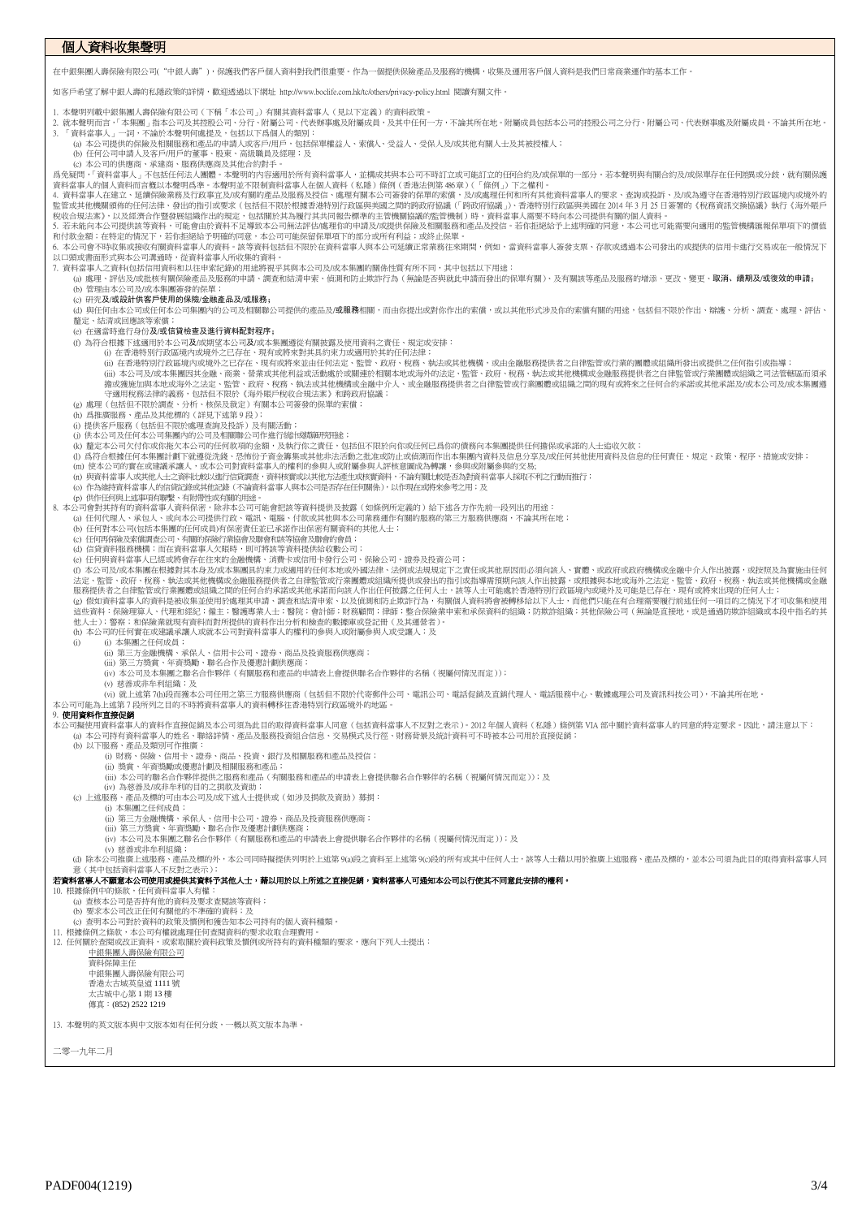# 個人資料收集聲明

在中銀集團人壽保險有限公司("中銀人壽")，保護我們客戶個人資料對我們很重要。作為一間提供保險產品及服務的機構，收集及運用客戶個人資料是我們日常商業運作的基本工作。

如客戶希望了解中銀人壽的私隱政策的詳情，歡迎透過以下網址 http://www.boclife.com.hk/tc/others/privacy-policy.html 閱讀有關文件。

1. 本聲明列載中銀集團人壽保險有限公司（下稱「本公司」）有關其資料當事人（見以下定義）的資料政策。
2. 就本聲明而言，「本集團」指本公司及其控股公司、分行、附屬公司、代表辦事處及附屬成員，及其中任何一方，不論其所在地。附屬成員包括本公司的控股公司之分行、附屬公司、代表辦事處及附屬成員，不論其所在地。
3. 「資料當事人」一詞，不論於本聲明何處提及，包括以下為個人的類別：
   (a) 本公司提供的保險及相關服務和產品的申請人或客戶/用戶，包括保單權益人、索償人、受益人、受保人及/或其他有關人士及其被授權人；
   (b) 任何公司申請人及客戶/用戶的董事、股東、高級職員及經理；及
   (c) 本公司的供應商、承建商、服務供應商及其他合約對手。

爲免疑問，「資料當事人」不包括任何法人團體。本聲明的內容適用於所有資料當事人，並構成其與本公司不時訂立或可能訂立的任何合約及/或保單的一部分。若本聲明與有關合約及/或保單存在任何差異或分歧，就有關保護資料當事人的個人資料而言概以本聲明爲準。本聲明並不限制資料當事人在個人資料（私隱）條例（香港法例第 486 章）（「條例」）下之權利。

4. 資料當事人在建立、延續保險業務及行政事宜及/或有關的產品及服務及投信，處理有關本公司簽發的保單的索償，及/或處理任何和所有其他資料當事人的要求、查詢或投訴、及/或為遵守在香港特別行政區境內或境外的監管或其他機關頒佈的任何法律、發出的指引或要求（包括但不限於根據香港特別行政區與美國之間的跨政府協議（「跨政府協議」）、香港特別行政區與美國於 2014 年 3 月 25 日簽署的《稅務資訊交換協議》執行《海外賬戶稅收合規法案》）以及經濟合作暨發展組織作出的規定，包括關於其為履行其共同報告標準的主管機關協議的監管機制）時，資料當事人需要不時向本公司提供有關的個人資料。
5. 若未能向本公司提供該等資料，可能會由於資料不足導致本公司無法評估/處理你的申請及/或提供保險及相關服務和產品及投信。若你拒絕給予上述明確的同意，本公司也可能需要向適用的監管機構匯報保單項下的價值和付款金額；在特定的情況下，若你拒絕給予明確的同意，本公司可能保留保單項下的部分或所有利益；或終止保單。
6. 本公司會不時收集或接收有關資料當事人的資料。該等資料包括但不限於在資料當事人與本公司延續正常業務往來期間，例如，當資料當事人簽發支票、存款或透過本公司發出的或提供的信用卡進行交易或在一般情況下以口頭或書面形式與本公司溝通時，從資料當事人所收集的資料。
7. 資料當事人之資料(包括信用資料和以往申索紀錄)的用途將視乎其與本公司及/或本集團的關係性質有所不同，其中包括以下用途：
   (a) 處理、評估及/或批核有關保險產品及服務的申請、調查和結清申索、偵測和防止欺詐行為（無論是否與就此申請而發出的保單有關）、及有關該等產品及服務的增添、更改、變更、**取消、續期及/或復效的申請；**
   (b) 管理由本公司及/或本集團簽發的保單；
   (c) 研究**及/或設計供客戶使用的保險/金融產品及/或服務；**
   (d) 與任何由本公司或任何本公司集團內的公司及相關聯公司提供的產品及/**或服務**相關，而由你提出或對你作出的索償，或以其他形式涉及你的索償有關的用途。包括但不限於作出、辯護、分析、調查、處理、評估、釐定、結清或回應該等索償；
   (e) 在適當時進行身份**及/或信貸檢查及進行資料配對程序；**
   (f) 為符合根據下述適用於本公司**及/**或期望本公司**及/**或本集團遵從有關披露及使用資料之責任、規定或安排：
      (i) 在香港特別行政區境內或境外之已存在、現有或將來對其具約束力或適用於其的任何法律；
      (ii) 在香港特別行政區境內或境外之已存在、現有或將來由任何法定、監管、政府、稅務、執法或其他機構，或由金融服務提供者之自律監管或行業的團體或組織所發出或提供之任何指引或指導；
      (iii) 本公司及/或本集團因其金融、商業、營業或其他利益或活動處於或關連於相關本地或海外的法定、監管、政府、稅務、執法或其他機構或金融服務提供者之自律監管或行業團體或組織之司法管轄區而須承擔或獲施加與本地或海外之法定、監管、政府、稅務、執法或其他機構或金融中介人、或金融服務提供者之自律監管或行業團體或組織之間的現有或將來之任何合約承諾或其他承諾及/或本公司及/或本集團遵守適用稅務法律的義務，包括但不限於《海外賬戶稅收合規法案》和跨政府協議；
   (g) 處理（包括但不限於調查、分析、核保及裁定）有關本公司簽發的保單的索償；
   (h) 為推廣服務、產品及其他標的（詳見下述第 9 段）；
   (i) 提供客戶服務（包括但不限於處理查詢及投訴）及有關活動；
   (j) 供本公司及任何本公司集團內的公司及相關聯公司作進行總估或隨時稽核；
   (k) 釐定本公司欠付你或你拖欠本公司的任何款項的金額，及執行你之責任，包括但不限於向你或任何已爲你的債務向本集團提供任何擔保或承諾的人士追收欠款；
   (l) 為符合根據任何本集團計劃下就遵從洗錢、恐怖份子資金籌集或其他非法活動之批准或防止或偵測而作出本集團內資料及信息分享及/或任何其他使用資料及信息的任何責任、規定、政策、程序、措施或安排；
   (m) 使本公司的實在或建議承讓人，或本公司對資料當事人的權利的參與人或附屬參與人評核意圖成為轉讓，參與或附屬參與的交易;
   (n) 與資料當事人或其他人士之資料比較以進行信貸調查，資料核實或以其他方法產生或核實資料，不論有關比較是否為對資料當事人採取不利之行動而進行；
   (o) 作為維持資料當事人的信貸記錄或其他記錄（不論資料當事人與本公司是否存在任何關係），以作現在或將來參考之用；及
   (p) 供作任何與上述事項有聯繫、有附帶性或有關的用途。
8. 本公司會對其持有的資料當事人的資料保密，除非本公司可能會把該等資料提供及披露（如條例所定義的）給下述各方作先前一段列出的用途：
   (a) 任何代理人、承包人、或向本公司提供行政、電訊、電腦、付款或其他與本公司業務運作有關的服務的第三方服務供應商，不論其所在地；
   (b) 任何對本公司(包括本集團的任何成員)有保密責任並已承諾作出保密有關資料的其他人士；
   (c) 任何再保險及索償調查公司、有關的保險行業協會及聯會和該等協會及聯會的會員；
   (d) 信貸資料服務機構；而在資料當事人欠賬時，則可將該等資料提供給收數公司；
   (e) 任何與資料當事人已經或將會存在往來的金融機構、消費卡或信用卡發行公司、保險公司、證券及投資公司；
   (f) 本公司及/或本集團在根據對其本身及/或本集團的任何成員具有約束力或適用的任何本地或外國法律、法例或法規規定下之責任或其他原因而必須向該人、實體、或政府或政府機構或金融中介作出披露，或按照及為實施由任何法定、監管、政府、稅務、執法或其他機構或金融服務提供者之自律監管或行業團體或組織所提供或發出的指引或指導而預期向該人作出披露，或根據與本地或海外之法定、監管、政府、稅務、執法或其他機構或金融服務提供者之自律監管或行業團體或組織之間的任何合約承諾或其他承諾而向該人作出任何披露之任何人士，該等人士可能處於香港特別行政區境內或境外及可能是已存在、現有或將來出現的任何人士；
   (g) 假如資料當事人的資料是被收集並使用的處理其申請、調查和結清申索、以及偵測和防止欺詐行為，有關個人資料將會被轉移給以下人士，而他們只能在有合理需要履行前述任何一項目的之情況下才可以收集和使用這些資料：保險理算人、代理和經紀；僱主；醫護專業人士；醫院；會計師；財務顧問；律師；整合保險業申索和承保資料的組織；防欺詐組織；其他保險公司（無論是直接地，或是通過防欺詐組織或本段中指名的其他人士）；警察；和保險業就現有資料而對所提供的資料作出分析和檢查的數據庫或登記冊（及其運營者）。
   (h) 本公司的任何實在或建議承讓人或就本公司對資料當事人的權利的參與人或附屬參與人或受讓人；及
   (i)
      (i) 本集團之任何成員；
      (ii) 第三方金融機構、承保人、信用卡公司、證券、商品及投資服務供應商；
      (iii) 第三方獎賞、年資獎勵、聯名合作及優惠計劃供應商；
      (iv) 本公司及本集團之聯名合作夥伴（有關服務和產品的申請表上會提供聯名合作夥伴的名稱（視屬何情況而定））；
      (v) 慈善或非牟利組織；及
      (vi) 就上述第 7(h)段而獲本公司任用之第三方服務供應商（包括但不限於代寄郵件公司、電話公司、電話促銷及直銷代理人、電話服務中心、數據處理公司及資訊科技公司），不論其所在地。

本公司可能為上述第 7 段所列之目的不時將資料當事人的資料轉移往香港特別行政區境外的地區。

9. **使用資料作直接促銷**

本公司擬使用資料當事人的資料作直接促銷及本公司須為此目的取得資料當事人同意（包括資料當事人不反對之表示）。2012 年個人資料（私隱）條例第 VIA 部中關於資料當事人的同意的特定要求。因此，請注意以下：
   (a) 本公司持有資料當事人的姓名、聯絡詳情、產品及服務投資組合信息，交易模式及行爲、財務背景及統計資料可不時被本公司用於直接促銷；
   (b) 以下服務、產品及類別可作推廣：
      (i) 財務、保險、信用卡、證券、商品、投資、銀行及相關服務和產品及投信；
      (ii) 獎賞、年資獎勵或優惠計劃及相關服務和產品；
      (iii) 本公司的聯名合作夥伴提供之服務和產品（有關服務和產品的申請表上會提供聯名合作夥伴的名稱（視屬何情況而定））；及
      (iv) 為慈善及/或非牟利的目的之捐款及資助；
   (c) 上述服務、產品及標的可由本公司及/或下述人士提供或（如涉及捐款及資助）籌措：
      (i) 本集團之任何成員；
      (ii) 第三方金融機構、承保人、信用卡公司、證券、商品及投資服務供應商；
      (iii) 第三方獎賞、年資獎勵、聯名合作及優惠計劃供應商；
      (iv) 本公司及本集團之聯名合作夥伴（有關服務和產品的申請表上會提供聯名合作夥伴的名稱（視屬何情況而定））；及
      (v) 慈善或非牟利組織；
   (d) 除本公司推廣上述服務、產品及標的外，本公司同時擬提供列明於上述第 9(a)段之資料至上述第 9(c)段的所有或其中任何人士，該等人士藉以用於推廣上述服務、產品及標的，並本公司須為此目的取得資料當事人同意（其中包括資料當事人不反對之表示）；

**若資料當事人不願意本公司使用或提供其資料予其他人士，藉以用於以上所述之直接促銷，資料當事人可通知本公司以行使其不同意此安排的權利。**

10. 根據條例中的條款，任何資料當事人有權：
   (a) 查核本公司是否持有他的資料及要求查閱該等資料；
   (b) 要求本公司改正任何有關他的不準確的資料；及
   (c) 查明本公司對於資料的政策及慣例和獲告知本公司持有的個人資料種類。
11. 根據條例之條款，本公司有權就處理任何查閱資料的要求收取合理費用。
12. 任何關於查閱或改正資料，或索取關於資料政策及慣例或所持有的資料種類的要求，應向下列人士提出：

    中銀集團人壽保險有限公司
    資料保障主任
    中銀集團人壽保險有限公司
    香港太古城英皇道 1111 號
    太古城中心第 1 期 13 樓
    傳真：(852) 2522 1219

13. 本聲明的英文版本與中文版本如有任何分歧，一概以英文版本為準。

二零一九年二月

PADF004(1219)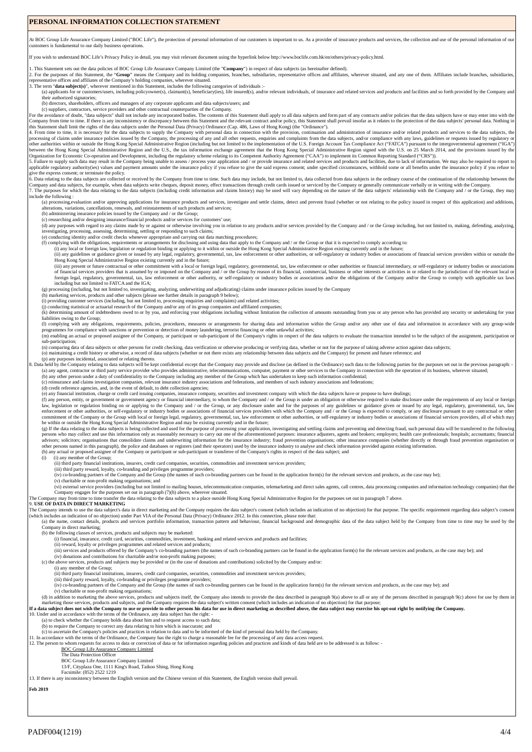## PERSONAL INFORMATION COLLECTION STATEMENT

At BOC Group Life Assurance Company Limited ("BOC Life"), the protection of personal information of our customers is important to us. As a provider of insurance products and services, the collection and use of the personal information of our customers is fundamental to our daily business operations.

If you wish to understand BOC Life's Privacy Policy in detail, you may visit relevant document using the hyperlink below http://www.boclife.com.hk/en/others/privacy-policy.html.

1. This Statement sets out the data policies of BOC Group Life Assurance Company Limited (the "**Company**") in respect of data subjects (as hereinafter defined).
2. For the purposes of this Statement, the "**Group**" means the Company and its holding companies, branches, subsidiaries, representative offices and affiliates, wherever situated, and any one of them. Affiliates include branches, subsidiaries, representative offices and affiliates of the Company's holding companies, wherever situated.
3. The term "**data subject(s)**", wherever mentioned in this Statement, includes the following categories of individuals :-
   (a) applicants for or customers/users, including policyowner(s), claimant(s), beneficiary(ies), life insured(s), and/or relevant individuals, of insurance and related services and products and facilities and so forth provided by the Company and their authorized signatories;
   (b) directors, shareholders, officers and managers of any corporate applicants and data subjects/users; and
   (c) suppliers, contractors, service providers and other contractual counterparties of the Company.

For the avoidance of doubt, "data subjects" shall not include any incorporated bodies. The contents of this Statement shall apply to all data subjects and form part of any contracts and/or policies that the data subjects have or may enter into with the Company from time to time. If there is any inconsistency or discrepancy between this Statement and the relevant contract and/or policy, this Statement shall prevail insofar as it relates to the protection of the data subjects' personal data. Nothing in this Statement shall limit the rights of the data subjects under the Personal Data (Privacy) Ordinance (Cap. 486, Laws of Hong Kong) (the "Ordinance").

4. From time to time, it is necessary for the data subjects to supply the Company with personal data in connection with the provision, continuation and administration of insurance and/or related products and services to the data subjects, the processing of claims under insurance policies issued by the Company, the processing of any and all other requests, enquiries and complaints from the data subjects, and/or compliance with any laws, guidelines or requests issued by regulatory or other authorities within or outside the Hong Kong Special Administrative Region (including but not limited to the implementation of the U.S. Foreign Account Tax Compliance Act ("FATCA") pursuant to the intergovernmental agreement ("IGA") between the Hong Kong Special Administrative Region and the U.S., the tax information exchange agreement that the Hong Kong Special Administrative Region signed with the U.S. on 25 March 2014, and the provisions issued by the Organization for Economic Co-operation and Development, including the regulatory scheme relating to its Competent Authority Agreement ("CAA") to implement its Common Reporting Standard ("CRS")).
5. Failure to supply such data may result in the Company being unable to assess / process your application and / or provide insurance and related services and products and facilities, due to lack of information. We may also be required to report to applicable regulatory authority(ies) values and payment amounts under the insurance policy if you refuse to give the said express consent; under specified circumstances, withhold some or all benefits under the insurance policy if you refuse to give the express consent; or terminate the policy.
6. Data relating to the data subjects are collected or received by the Company from time to time. Such data may include, but not limited to, data collected from data subjects in the ordinary course of the continuation of the relationship between the Company and data subjects, for example, when data subjects write cheques, deposit money, effect transactions through credit cards issued or serviced by the Company or generally communicate verbally or in writing with the Company.
7. The purposes for which the data relating to the data subjects (including credit information and claims history) may be used will vary depending on the nature of the data subjects' relationship with the Company and / or the Group, they may include the following :
   (a) processing,evaluation and/or approving applications for insurance products and services, investigate and settle claims, detect and prevent fraud (whether or not relating to the policy issued in respect of this application) and additions, alterations, variations, cancellations, renewals, and reinstatements of such products and services;
   (b) administering insurance policies issued by the Company and / or the Group;
   (c) researching and/or designing insurance/financial products and/or services for customers' use;
   (d) any purposes with regard to any claims made by or against or otherwise involving you in relation to any products and/or services provided by the Company and / or the Group including, but not limited to, making, defending, analyzing, investigating, processing, assessing, determining, settling or responding to such claims;
   (e) conducting identity and/or credit checks whenever appropriate and carrying out data matching procedures;
   (f) complying with the obligations, requirements or arrangements for disclosing and using data that apply to the Company and / or the Group or that it is expected to comply according to:
      (i) any local or foreign law, legislation or regulation binding or applying to it within or outside the Hong Kong Special Administrative Region existing currently and in the future;
      (ii) any guidelines or guidance given or issued by any legal, regulatory, governmental, tax, law enforcement or other authorities, or self-regulatory or industry bodies or associations of financial services providers within or outside the Hong Kong Special Administrative Region existing currently and in the future;
      (iii) any present or future contractual or other commitment with a local or foreign legal, regulatory, governmental, tax, law enforcement or other authorities or financial intermediary, or self-regulatory or industry bodies or associations of financial services providers that is assumed by or imposed on the Company and / or the Group by reason of its financial, commercial, business or other interests or activities in or related to the jurisdiction of the relevant local or foreign legal, regulatory, governmental, tax, law enforcement or other authority, or self-regulatory or industry bodies or associations and/or the obligations of the Company and/or the Group to comply with applicable tax laws including but not limited to FATCA and the IGA;
   (g) processing (including, but not limited to, investigating, analyzing, underwriting and adjudicating) claims under insurance policies issued by the Company
   (h) marketing services, products and other subjects (please see further details in paragraph 9 below);
   (i) providing customer services (including, but not limited to, processing enquiries and complaints) and related activities;
   (j) conducting statistical or actuarial research of the Company and/or any of its group companies and affiliated companies;
   (k) determining amount of indebtedness owed to or by you, and enforcing your obligations including without limitation the collection of amounts outstanding from you or any person who has provided any security or undertaking for your liabilities owing to the Group;
   (l) complying with any obligations, requirements, policies, procedures, measures or arrangements for sharing data and information within the Group and/or any other use of data and information in accordance with any group-wide programmes for compliance with sanctions or prevention or detection of money laundering, terrorist financing or other unlawful activities;
   (m) enabling an actual or proposed assignee of the Company, or participant or sub-participant of the Company's rights in respect of the data subjects to evaluate the transaction intended to be the subject of the assignment, participation or sub-participation;
   (n) comparing data of data subjects or other persons for credit checking, data verification or otherwise producing or verifying data, whether or not for the purpose of taking adverse action against data subjects;
   (o) maintaining a credit history or otherwise, a record of data subjects (whether or not there exists any relationship between data subjects and the Company) for present and future reference; and
   (p) any purposes incidental, associated or relating thereto.
8. Data held by the Company relating to data subjects will be kept confidential except that the Company may provide and disclose (as defined in the Ordinance) such data to the following parties for the purposes set out in the previous paragraph: -
   (a) any agent, contractor or third party service provider who provides administrative, telecommunications, computer, payment or other services to the Company in connection with the operation of its business, wherever situated;
   (b) any other person under a duty of confidentiality to the Company including any member of the Group which has undertaken to keep such information confidential;
   (c) reinsurance and claims investigation companies, relevant insurance industry associations and federations, and members of such industry associations and federations;
   (d) credit reference agencies, and, in the event of default, to debt collection agencies;
   (e) any financial institution, charge or credit card issuing companies, insurance company, securities and investment company with which the data subjects have or propose to have dealings;
   (f) any person, entity, or government or government agency or financial intermediary, to whom the Company and / or the Group is under an obligation or otherwise required to make disclosure under the requirements of any local or foreign law, legislation or regulation binding on or applying to the Company and / or the Group, or any disclosure under and for the purposes of any guidelines or guidance given or issued by any legal, regulatory, governmental, tax, law enforcement or other authorities, or self-regulatory or industry bodies or associations of financial services providers with which the Company and / or the Group is expected to comply, or any disclosure pursuant to any contractual or other commitment of the Company or the Group with local or foreign legal, regulatory, governmental, tax, law enforcement or other authorities, or self-regulatory or industry bodies or associations of financial services providers, all of which may be within or outside the Hong Kong Special Administrative Region and may be existing currently and in the future;
   (g) If the data relating to the data subjects is being collected and used for the purpose of processing your application, investigating and settling claims and preventing and detecting fraud, such personal data will be transferred to the following persons who may collect and use this information only as reasonably necessary to carry out one of the aforementioned purposes: insurance adjusters, agents and brokers; employers; health care professionals; hospitals; accountants; financial advisors; solicitors; organisations that consolidate claims and underwriting information for the insurance industry; fraud prevention organisations; other insurance companies (whether directly or through fraud prevention organisation or other persons named in this paragraph), the police and databases or registers (and their operators) used by the insurance industry to analyse and check information provided against existing information.
   (h) any actual or proposed assignee of the Company or participant or sub-participant or transferee of the Company's rights in respect of the data subject; and
   (i) (i) any member of the Group;
      (ii) third party financial institutions, insurers, credit card companies, securities, commodities and investment services providers;
      (iii) third party reward, loyalty, co-branding and privileges programme providers;
      (iv) co-branding partners of the Company and the Group (the names of such co-branding partners can be found in the application form(s) for the relevant services and products, as the case may be);
      (v) charitable or non-profit making organisations; and
      (vi) external service providers (including but not limited to mailing houses, telecommunication companies, telemarketing and direct sales agents, call centres, data processing companies and information technology companies) that the Company engages for the purposes set out in paragraph (7)(h) above, wherever situated.

The Company may from time to time transfer the data relating to the data subjects to a place outside Hong Kong Special Administrative Region for the purposes set out in paragraph 7 above.

9. **USE OF DATA IN DIRECT MARKETING**

The Company intends to use the data subject's data in direct marketing and the Company requires the data subject's consent (which includes an indication of no objection) for that purpose. The specific requirement regarding data subject's consent (which includes an indication of no objection) under Part VIA of the Personal Data (Privacy) Ordinance 2012. In this connection, please note that:
   (a) the name, contact details, products and services portfolio information, transaction pattern and behaviour, financial background and demographic data of the data subject held by the Company from time to time may be used by the Company in direct marketing;
   (b) the following classes of services, products and subjects may be marketed:
      (i) financial, insurance, credit card, securities, commodities, investment, banking and related services and products and facilities;
      (ii) reward, loyalty or privileges programmes and related services and products;
      (iii) services and products offered by the Company's co-branding partners (the names of such co-branding partners can be found in the application form(s) for the relevant services and products, as the case may be); and
      (iv) donations and contributions for charitable and/or non-profit making purposes;
   (c) the above services, products and subjects may be provided or (in the case of donations and contributions) solicited by the Company and/or:
      (i) any member of the Group;
      (ii) third party financial institutions, insurers, credit card companies, securities, commodities and investment services providers;
      (iii) third party reward, loyalty, co-branding or privileges programme providers;
      (iv) co-branding partners of the Company and the Group (the names of such co-branding partners can be found in the application form(s) for the relevant services and products, as the case may be); and
      (v) charitable or non-profit making organisations;
   (d) in addition to marketing the above services, products and subjects itself, the Company also intends to provide the data described in paragraph 9(a) above to all or any of the persons described in paragraph 9(c) above for use by them in marketing those services, products and subjects, and the Company requires the data subject's written consent (which includes an indication of no objection) for that purpose;

**If a data subject does not wish the Company to use or provide to other persons his data for use in direct marketing as described above, the data subject may exercise his opt-out right by notifying the Company.**

10. Under and in accordance with the terms of the Ordinance, any data subject has the right: -
   (a) to check whether the Company holds data about him and to request access to such data;
   (b) to require the Company to correct any data relating to him which is inaccurate; and
   (c) to ascertain the Company's policies and practices in relation to data and to be informed of the kind of personal data held by the Company.
11. In accordance with the terms of the Ordinance, the Company has the right to charge a reasonable fee for the processing of any data access request.
12. The person to whom requests for access to data or correction of data or for information regarding policies and practices and kinds of data held are to be addressed is as follow: -

    BOC Group Life Assurance Company Limited
    The Data Protection Officer
    BOC Group Life Assurance Company Limited
    13/F, Cityplaza One, 1111 King's Road, Taikoo Shing, Hong Kong
    Facsimile: (852) 2522 1219

13. If there is any inconsistency between the English version and the Chinese version of this Statement, the English version shall prevail.

**Feb 2019**

PADF004(1219)